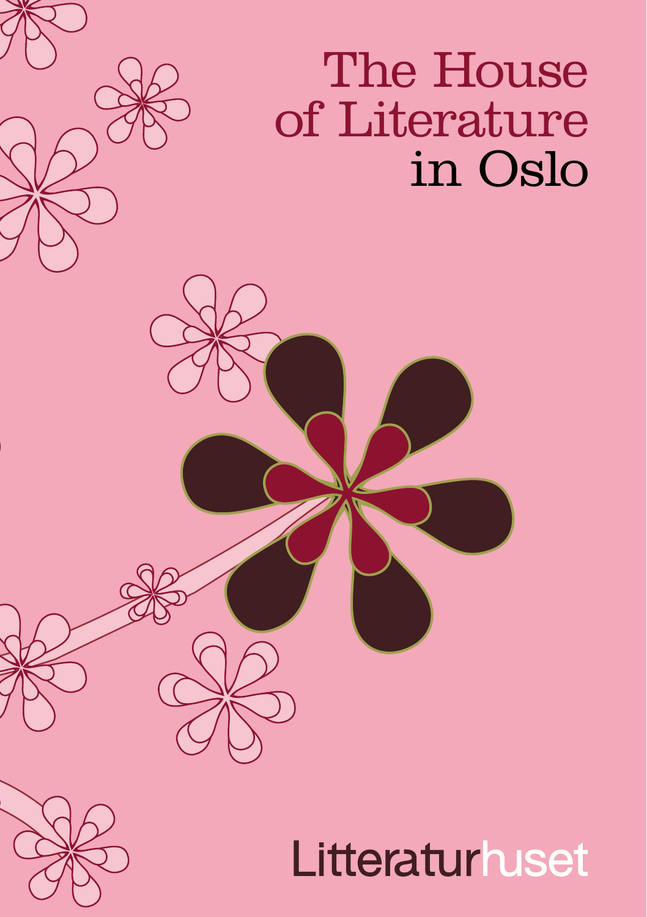# The House of Literature in Oslo

Litteraturhuset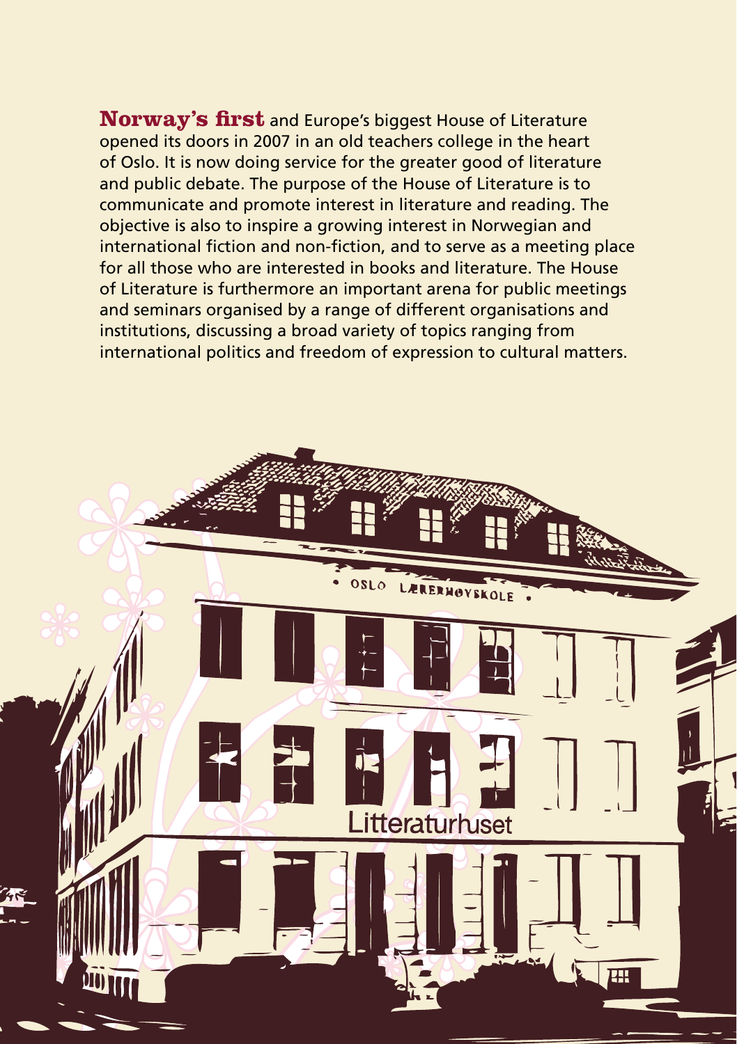**Norway's first** and Europe's biggest House of Literature opened its doors in 2007 in an old teachers college in the heart of Oslo. It is now doing service for the greater good of literature and public debate. The purpose of the House of Literature is to communicate and promote interest in literature and reading. The objective is also to inspire a growing interest in Norwegian and international fiction and non-fiction, and to serve as a meeting place for all those who are interested in books and literature. The House of Literature is furthermore an important arena for public meetings and seminars organised by a range of different organisations and institutions, discussing a broad variety of topics ranging from international politics and freedom of expression to cultural matters.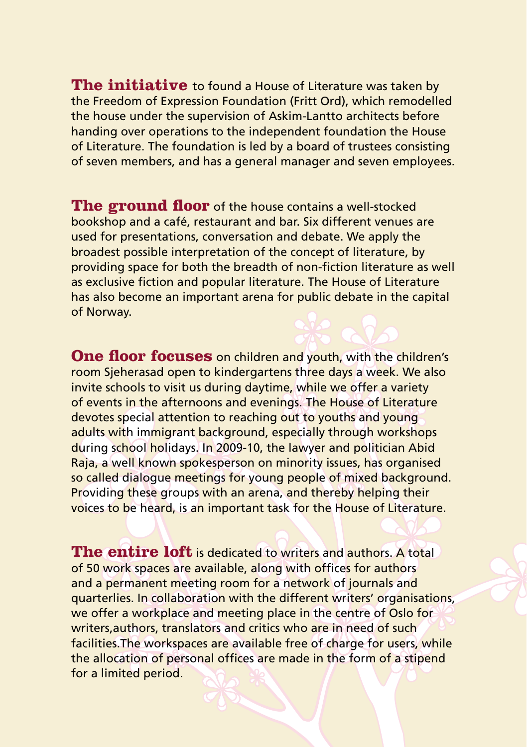**The initiative** to found a House of Literature was taken by the Freedom of Expression Foundation (Fritt Ord), which remodelled the house under the supervision of Askim-Lantto architects before handing over operations to the independent foundation the House of Literature. The foundation is led by a board of trustees consisting of seven members, and has a general manager and seven employees.

**The ground floor** of the house contains a well-stocked bookshop and a café, restaurant and bar. Six different venues are used for presentations, conversation and debate. We apply the broadest possible interpretation of the concept of literature, by providing space for both the breadth of non-fiction literature as well as exclusive fiction and popular literature. The House of Literature has also become an important arena for public debate in the capital of Norway.

**One floor focuses** on children and youth, with the children's room Sjeherasad open to kindergartens three days a week. We also invite schools to visit us during daytime, while we offer a variety of events in the afternoons and evenings. The House of Literature devotes special attention to reaching out to youths and young adults with immigrant background, especially through workshops during school holidays. In 2009-10, the lawyer and politician Abid Raja, a well known spokesperson on minority issues, has organised so called dialogue meetings for young people of mixed background. Providing these groups with an arena, and thereby helping their voices to be heard, is an important task for the House of Literature.

**The entire loft** is dedicated to writers and authors. A total of 50 work spaces are available, along with offices for authors and a permanent meeting room for a network of journals and quarterlies. In collaboration with the different writers' organisations, we offer a workplace and meeting place in the centre of Oslo for writers,authors, translators and critics who are in need of such facilities.The workspaces are available free of charge for users, while the allocation of personal offices are made in the form of a stipend for a limited period.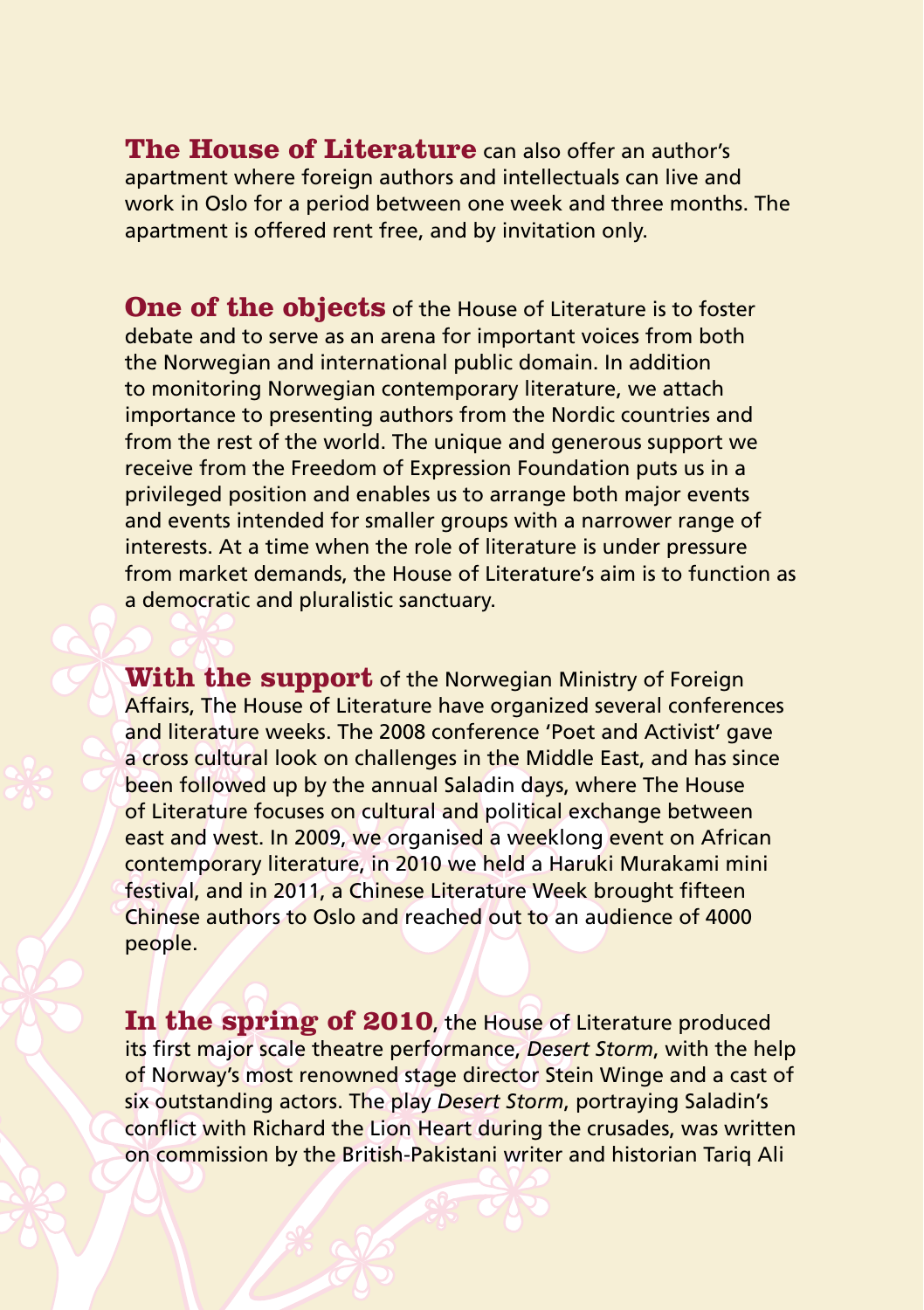**The House of Literature** can also offer an author's apartment where foreign authors and intellectuals can live and work in Oslo for a period between one week and three months. The apartment is offered rent free, and by invitation only.

**One of the objects** of the House of Literature is to foster debate and to serve as an arena for important voices from both the Norwegian and international public domain. In addition to monitoring Norwegian contemporary literature, we attach importance to presenting authors from the Nordic countries and from the rest of the world. The unique and generous support we receive from the Freedom of Expression Foundation puts us in a privileged position and enables us to arrange both major events and events intended for smaller groups with a narrower range of interests. At a time when the role of literature is under pressure from market demands, the House of Literature's aim is to function as a democratic and pluralistic sanctuary.

**With the support** of the Norwegian Ministry of Foreign Affairs, The House of Literature have organized several conferences and literature weeks. The 2008 conference 'Poet and Activist' gave a cross cultural look on challenges in the Middle East, and has since been followed up by the annual Saladin days, where The House of Literature focuses on cultural and political exchange between east and west. In 2009, we organised a weeklong event on African contemporary literature, in 2010 we held a Haruki Murakami mini festival, and in 2011, a Chinese Literature Week brought fifteen Chinese authors to Oslo and reached out to an audience of 4000 people.

**In the spring of 2010**, the House of Literature produced its first major scale theatre performance, *Desert Storm*, with the help of Norway's most renowned stage director Stein Winge and a cast of six outstanding actors. The play *Desert Storm*, portraying Saladin's conflict with Richard the Lion Heart during the crusades, was written on commission by the British-Pakistani writer and historian Tariq Ali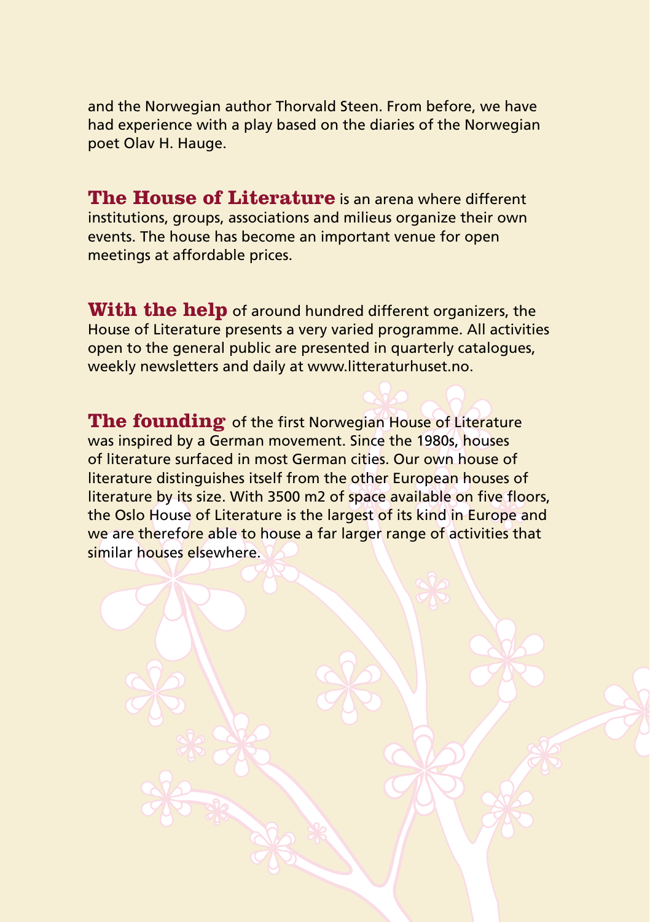and the Norwegian author Thorvald Steen. From before, we have had experience with a play based on the diaries of the Norwegian poet Olav H. Hauge.

**The House of Literature** is an arena where different institutions, groups, associations and milieus organize their own events. The house has become an important venue for open meetings at affordable prices.

**With the help** of around hundred different organizers, the House of Literature presents a very varied programme. All activities open to the general public are presented in quarterly catalogues, weekly newsletters and daily at www.litteraturhuset.no.

**The founding** of the first Norwegian House of Literature was inspired by a German movement. Since the 1980s, houses of literature surfaced in most German cities. Our own house of literature distinguishes itself from the other European houses of literature by its size. With 3500 m2 of space available on five floors, the Oslo House of Literature is the largest of its kind in Europe and we are therefore able to house a far larger range of activities that similar houses elsewhere.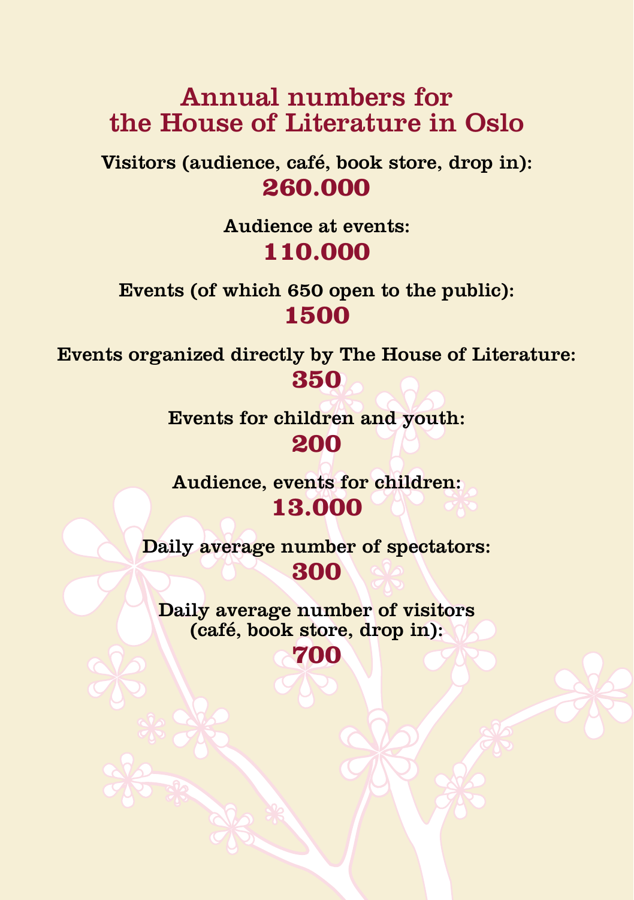# Annual numbers for the House of Literature in Oslo

**Visitors (audience, café, book store, drop in):**
**260.000**

**Audience at events:**
**110.000**

**Events (of which 650 open to the public):**
**1500**

**Events organized directly by The House of Literature:**
**350**

**Events for children and youth:**
**200**

**Audience, events for children:**
**13.000**

**Daily average number of spectators:**
**300**

**Daily average number of visitors (café, book store, drop in):**
**700**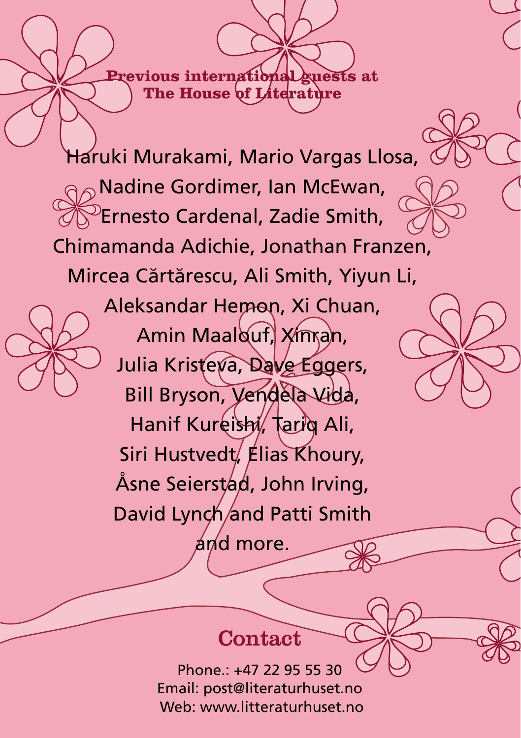## Previous international guests at The House of Literature

Haruki Murakami, Mario Vargas Llosa,
Nadine Gordimer, Ian McEwan,
Ernesto Cardenal, Zadie Smith,
Chimamanda Adichie, Jonathan Franzen,
Mircea Cărtărescu, Ali Smith, Yiyun Li,
Aleksandar Hemon, Xi Chuan,
Amin Maalouf, Xinran,
Julia Kristeva, Dave Eggers,
Bill Bryson, Vendela Vida,
Hanif Kureishi, Tariq Ali,
Siri Hustvedt, Elias Khoury,
Åsne Seierstad, John Irving,
David Lynch and Patti Smith
and more.

## Contact

Phone.: +47 22 95 55 30
Email: post@literaturhuset.no
Web: www.litteraturhuset.no